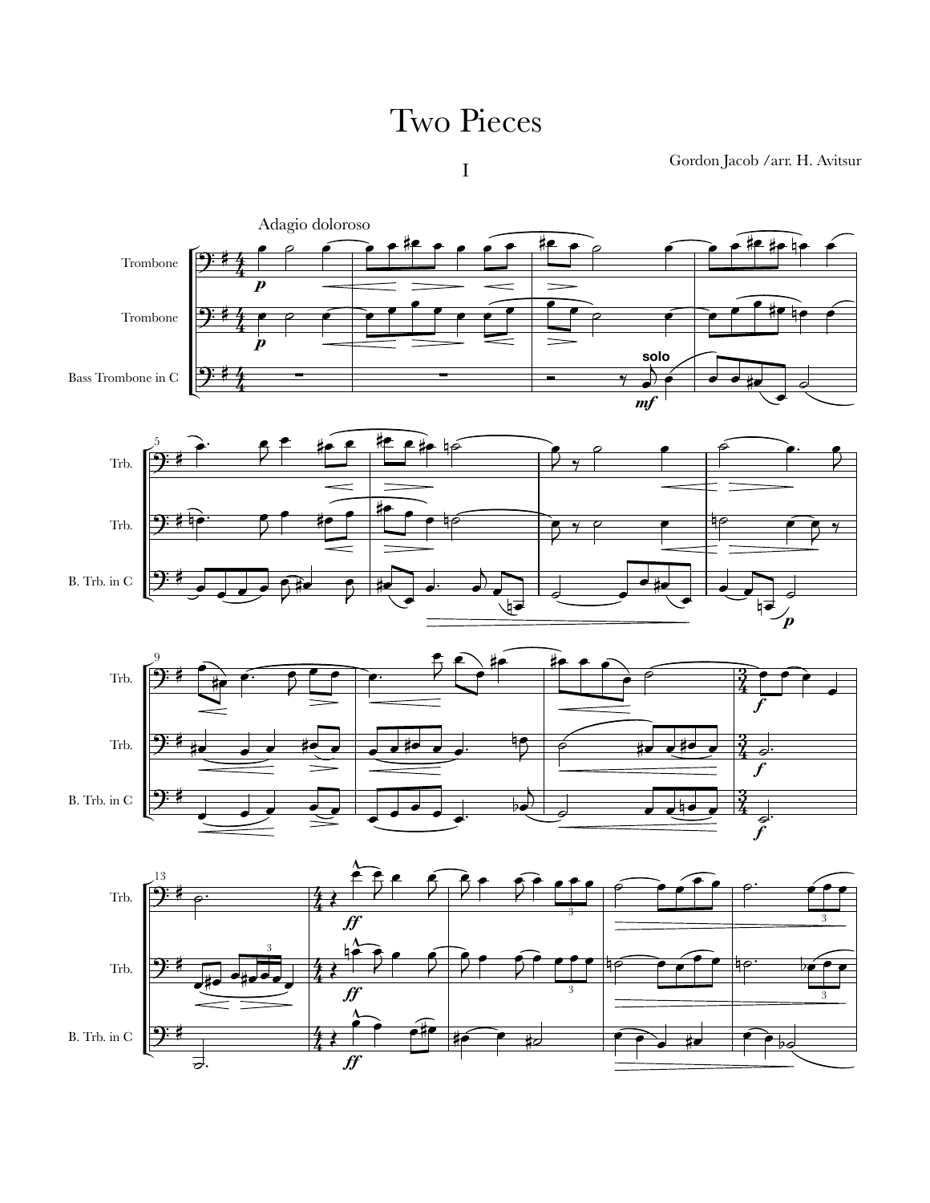# Two Pieces

## I

Gordon Jacob /arr. H. Avitsur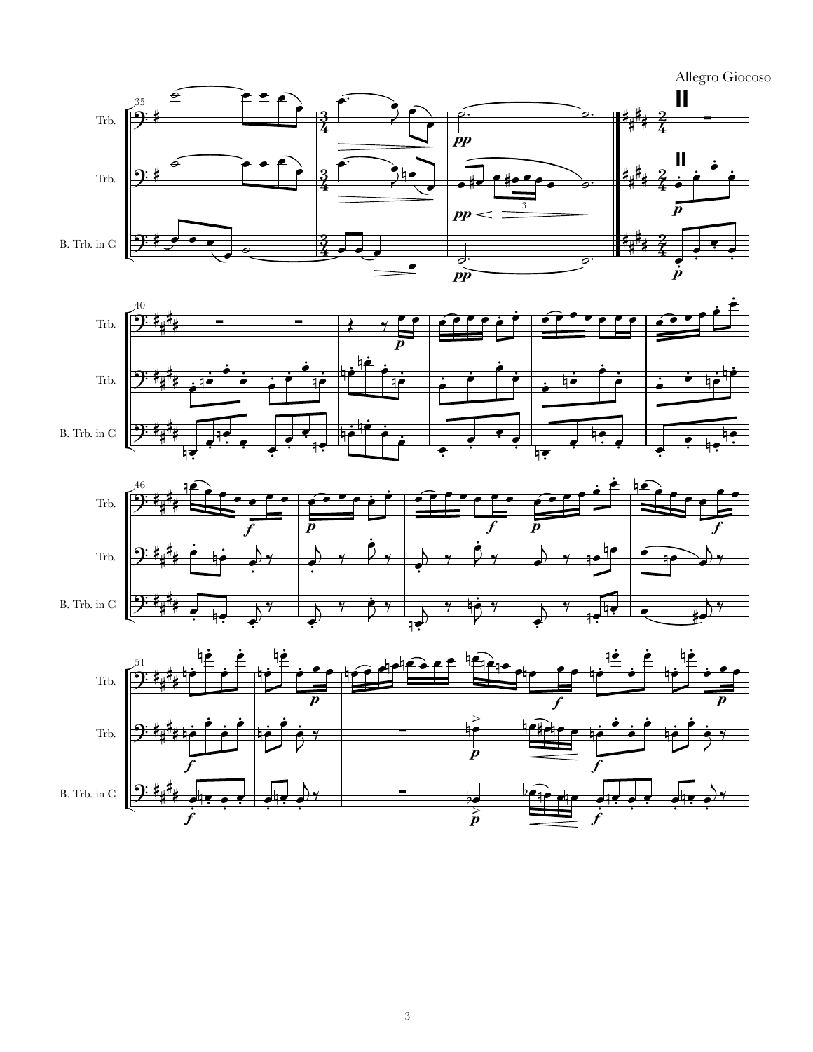Allegro Giocoso

**II**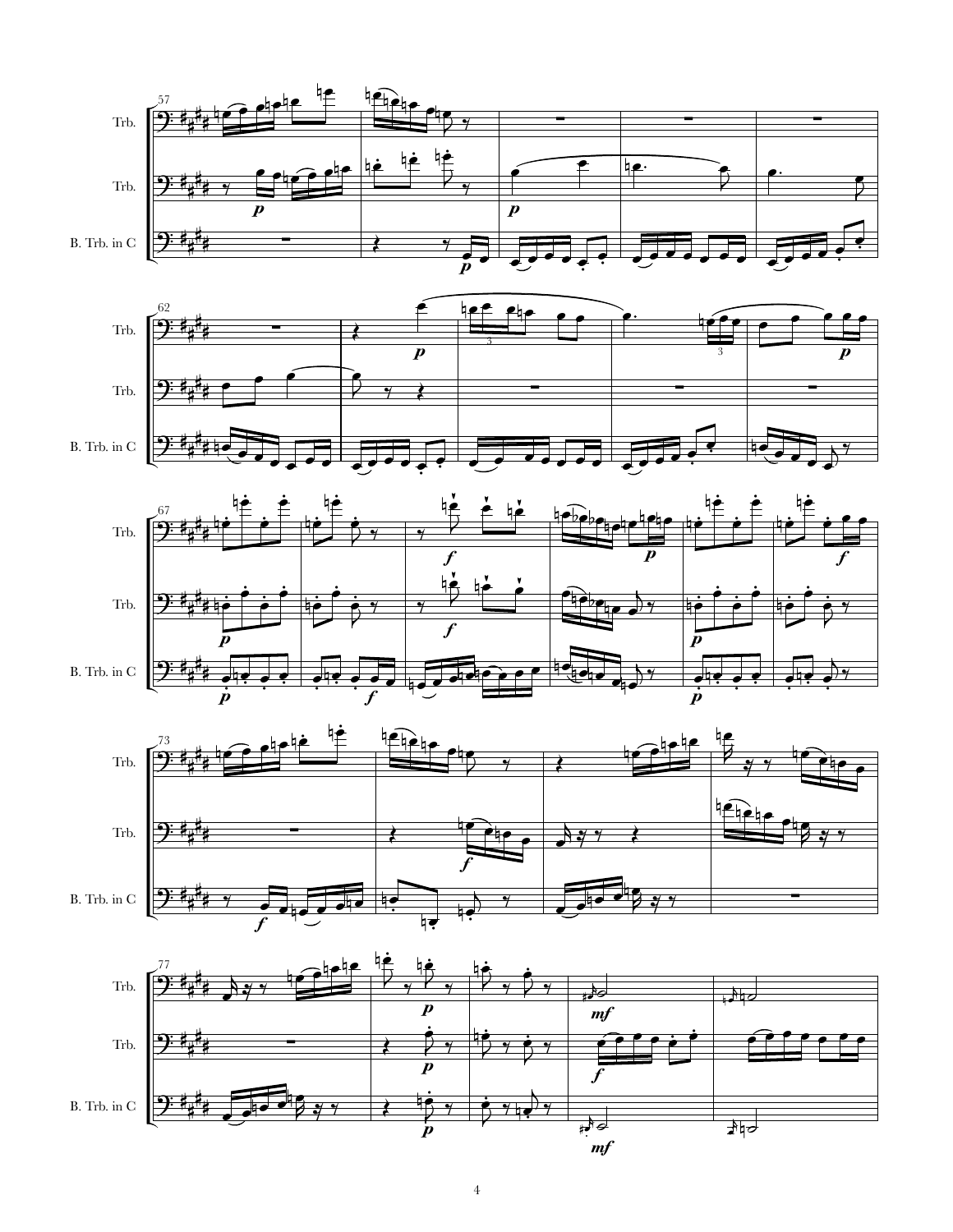Trb.

Trb.

B. Trb. in C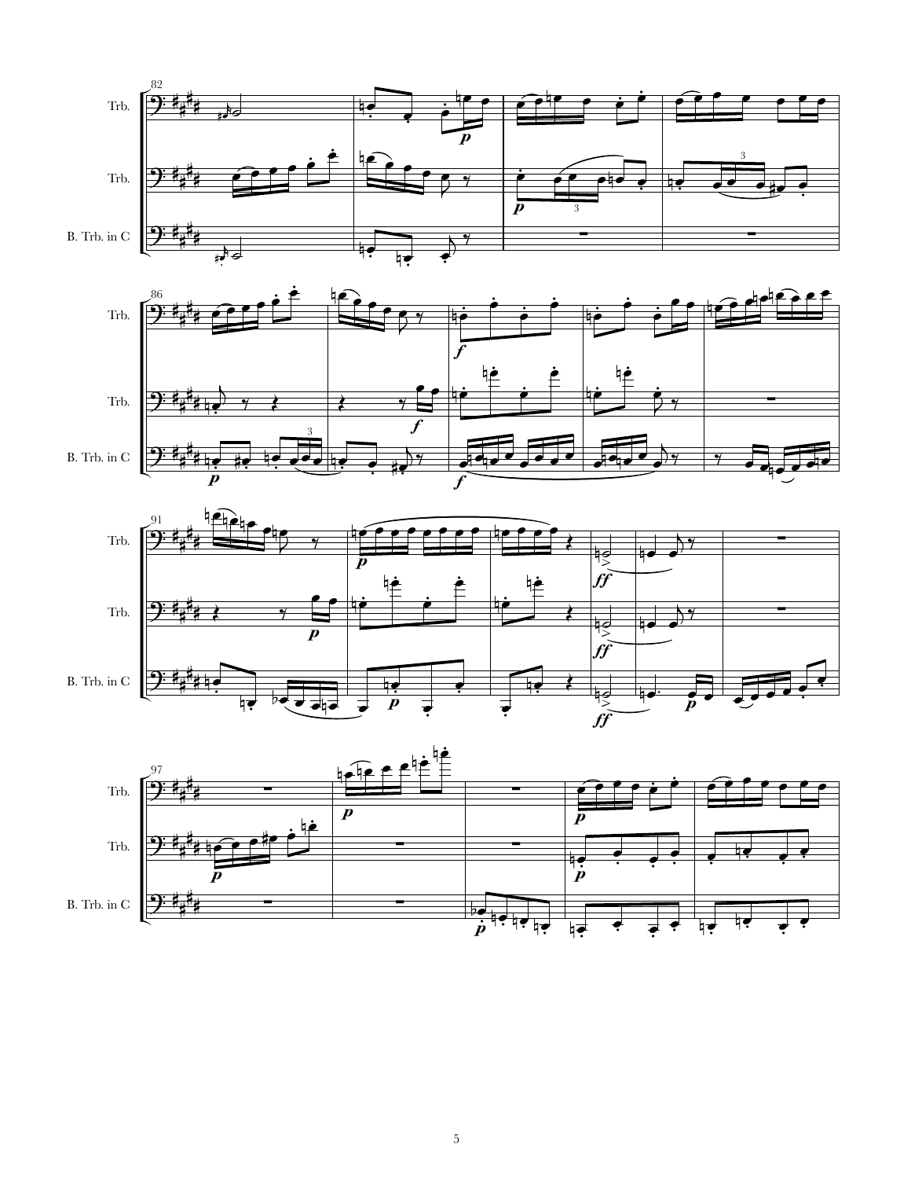82

Trb.

Trb.

B. Trb. in C

86

Trb.

Trb.

B. Trb. in C

91

Trb.

Trb.

B. Trb. in C

97

Trb.

Trb.

B. Trb. in C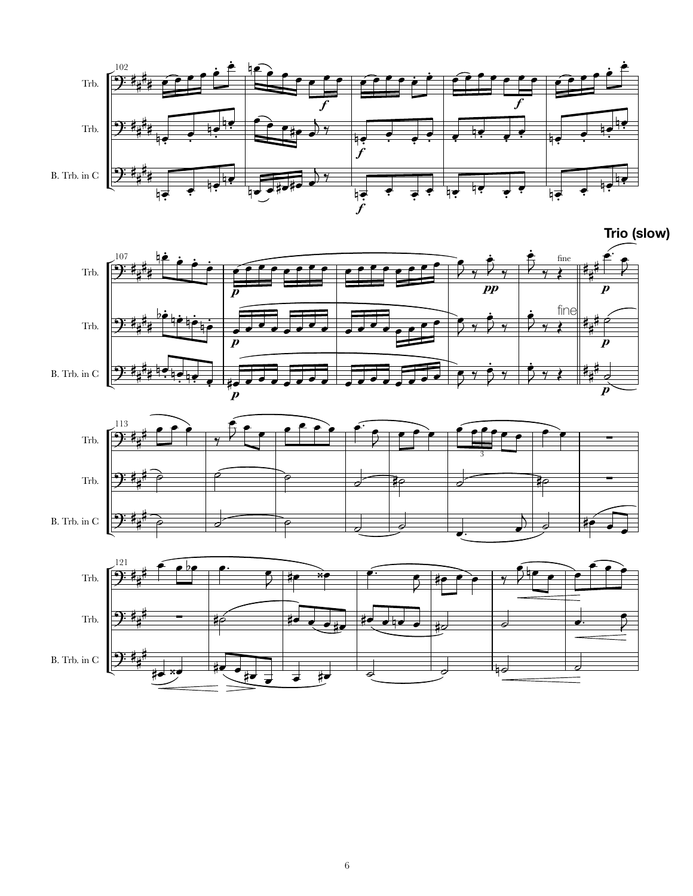**Trio (slow)**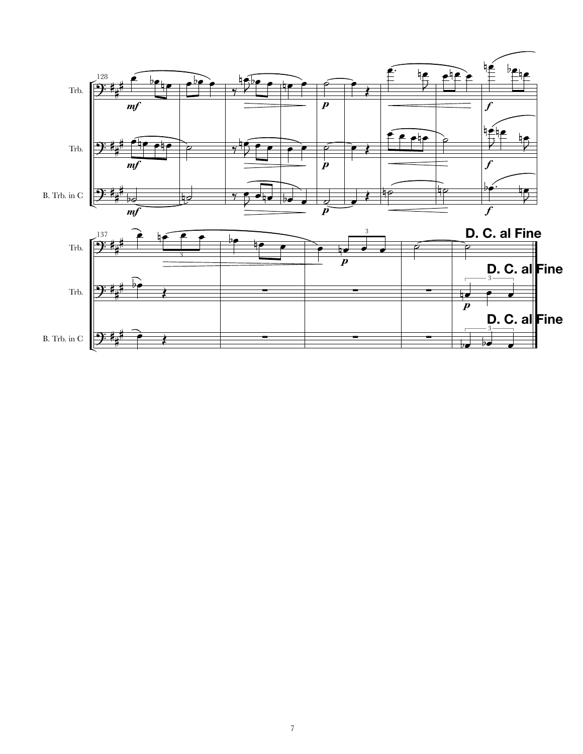Trb.

Trb.

B. Trb. in C

**D. C. al Fine**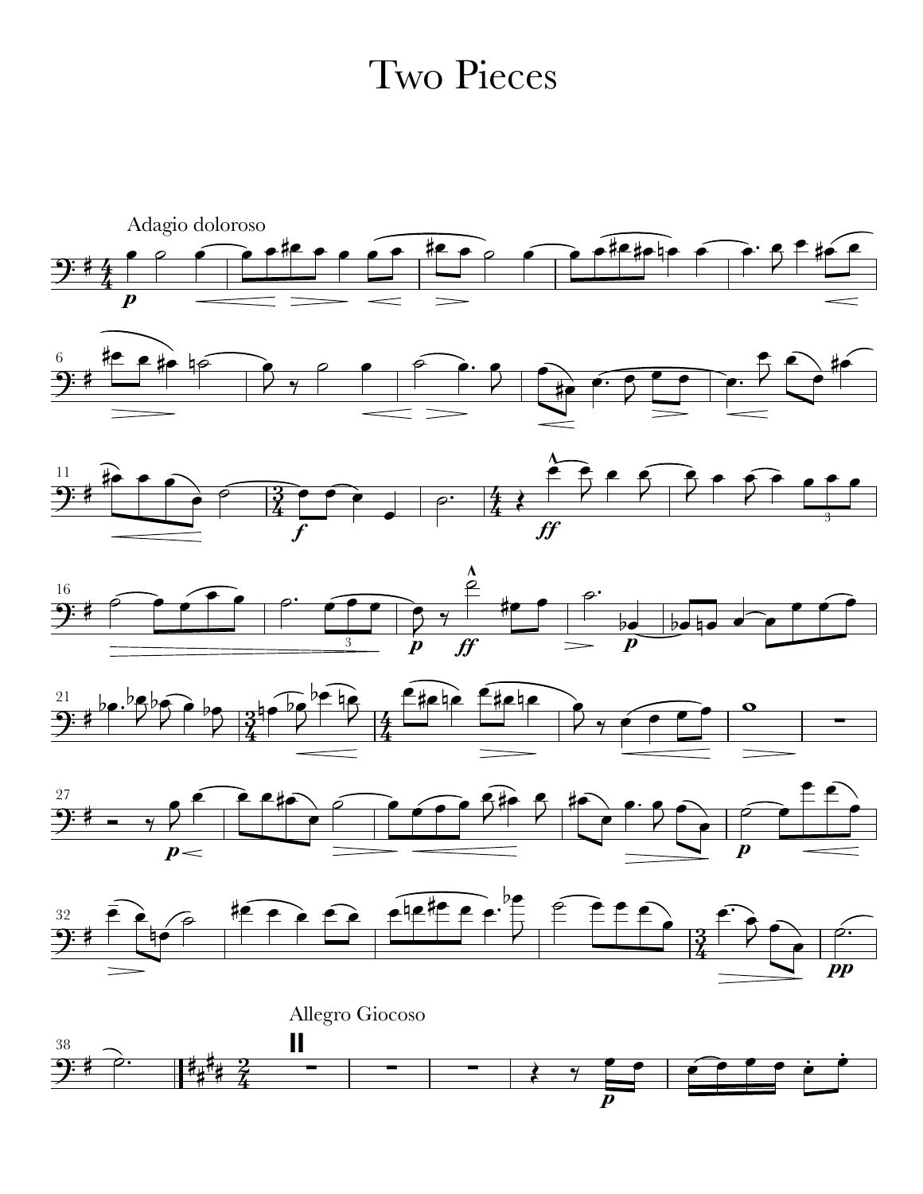# Two Pieces

Adagio doloroso

Allegro Giocoso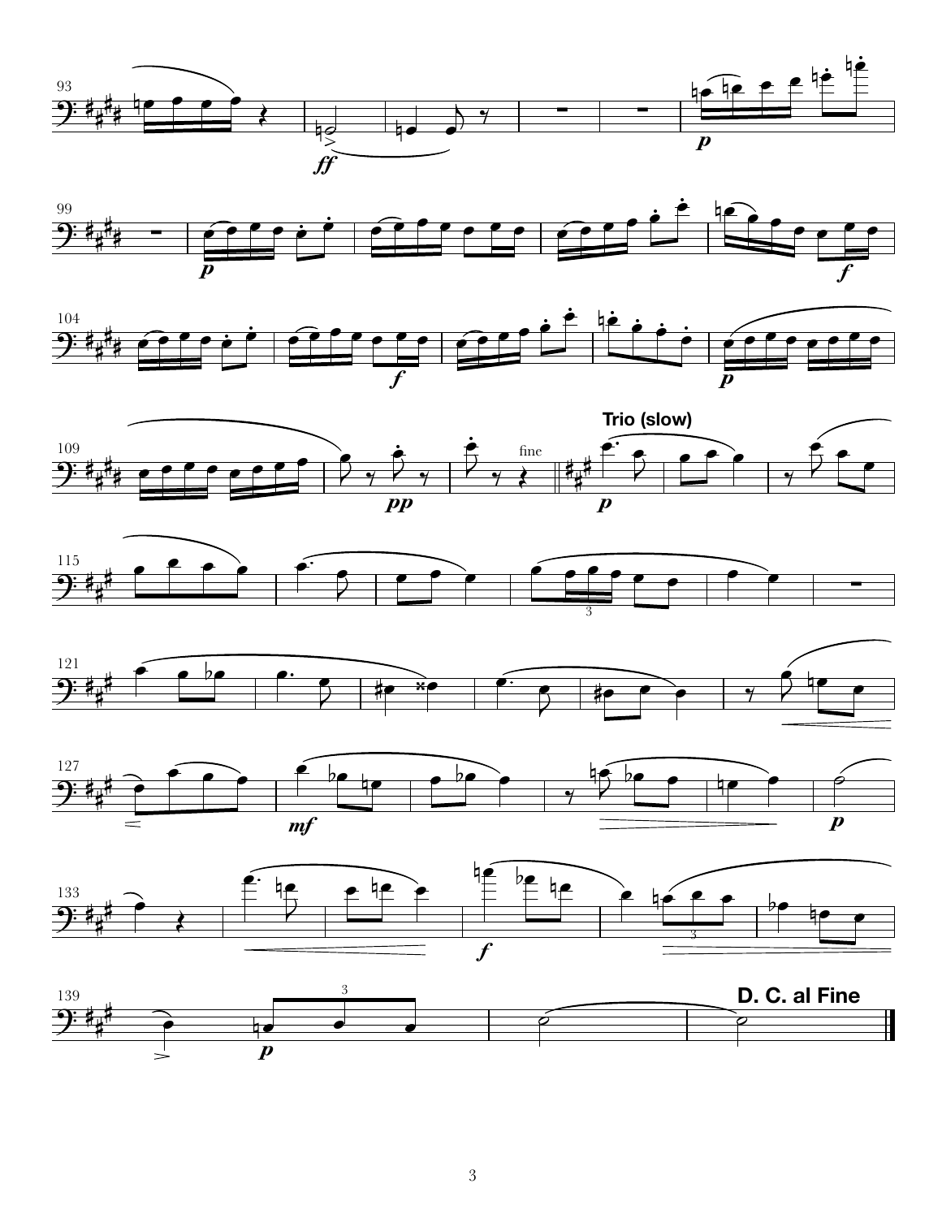**Trio (slow)**

**D. C. al Fine**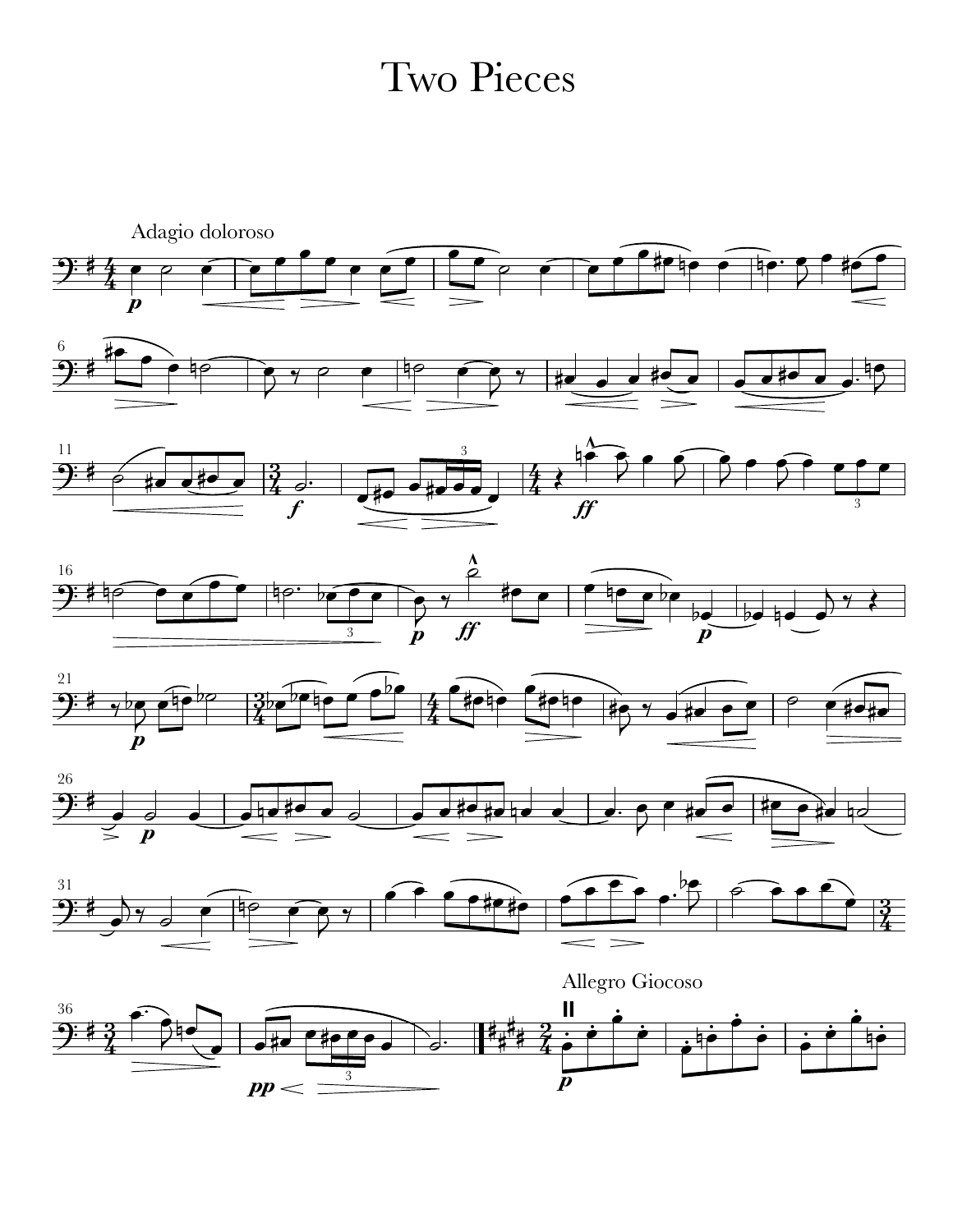# Two Pieces

Adagio doloroso

Allegro Giocoso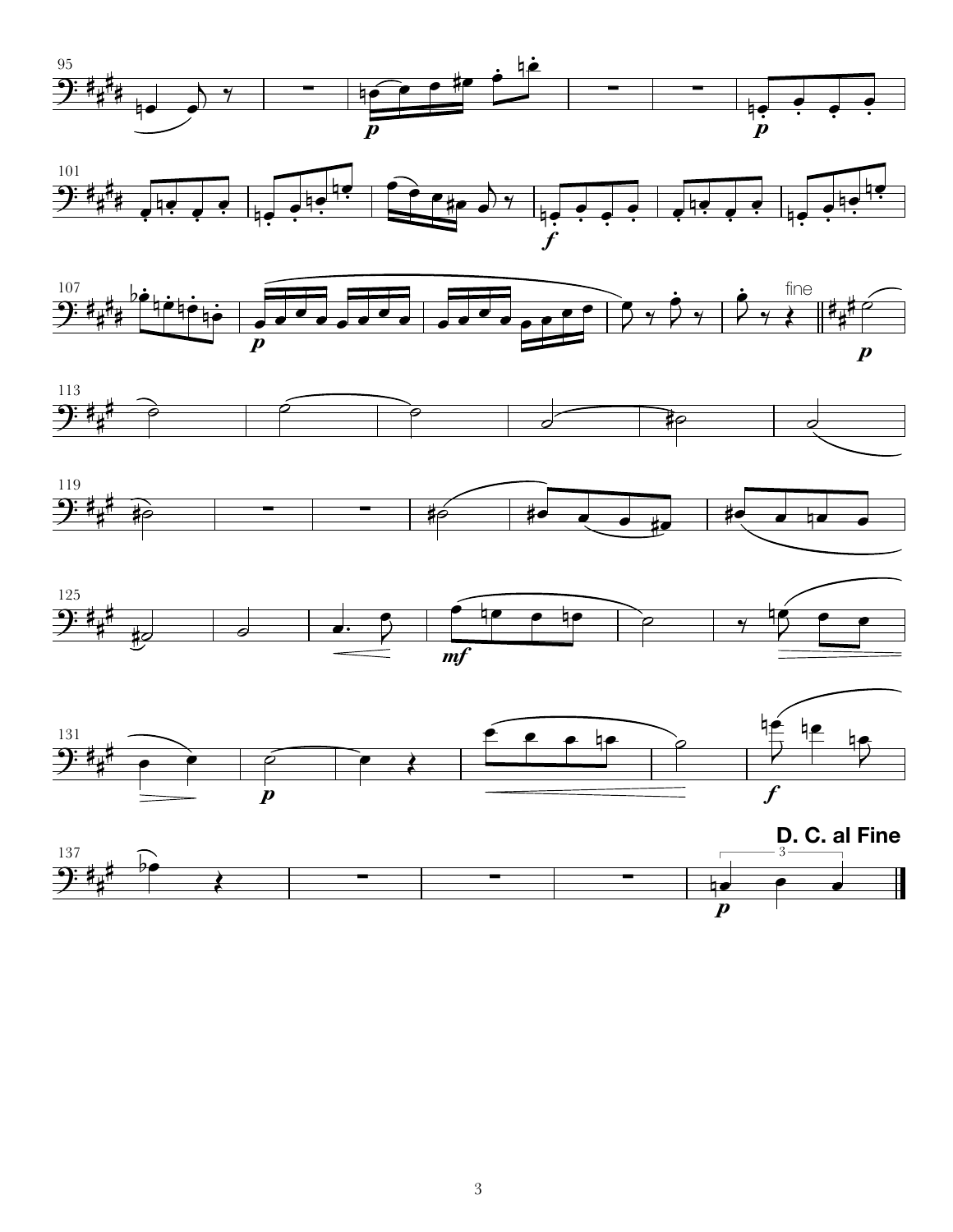fine

**D. C. al Fine**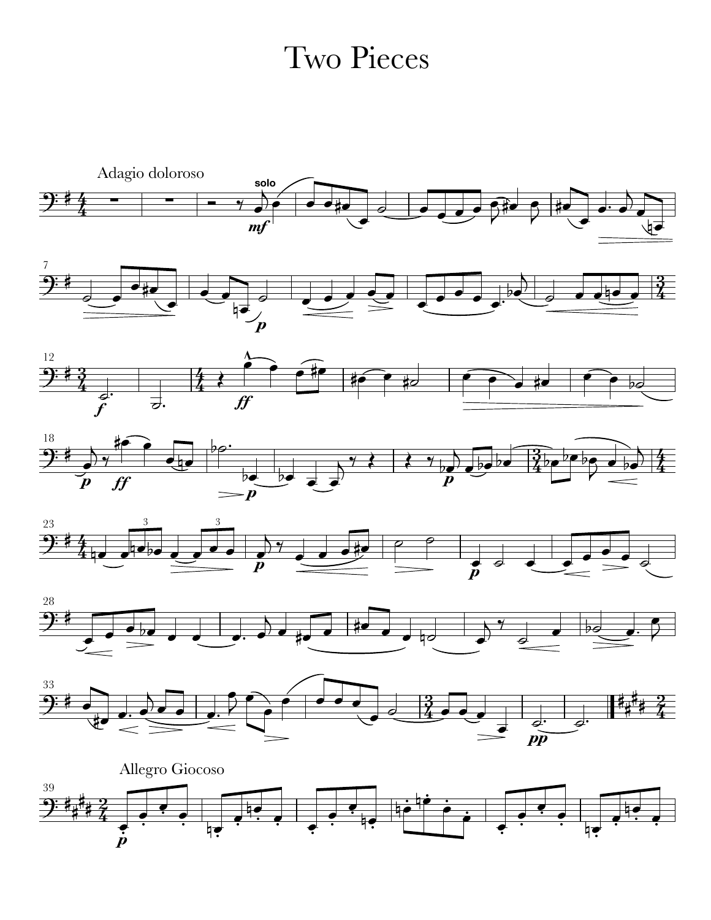# Two Pieces

Adagio doloroso

Allegro Giocoso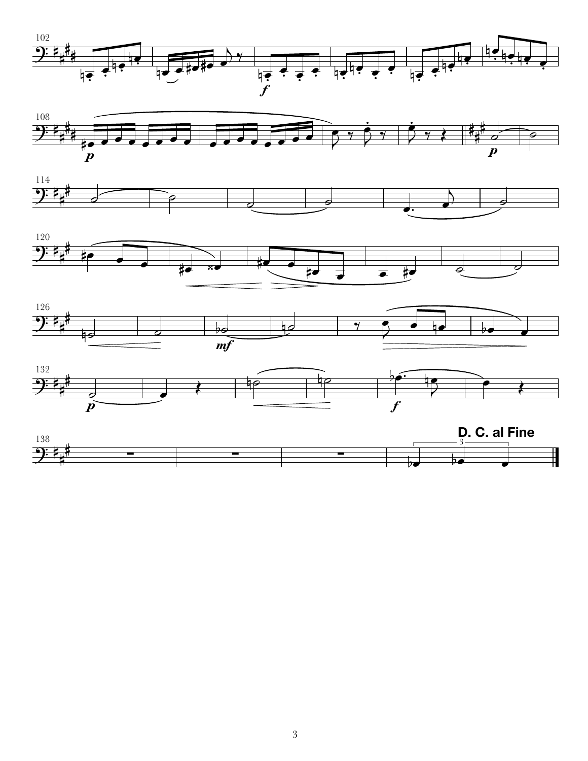D. C. al Fine